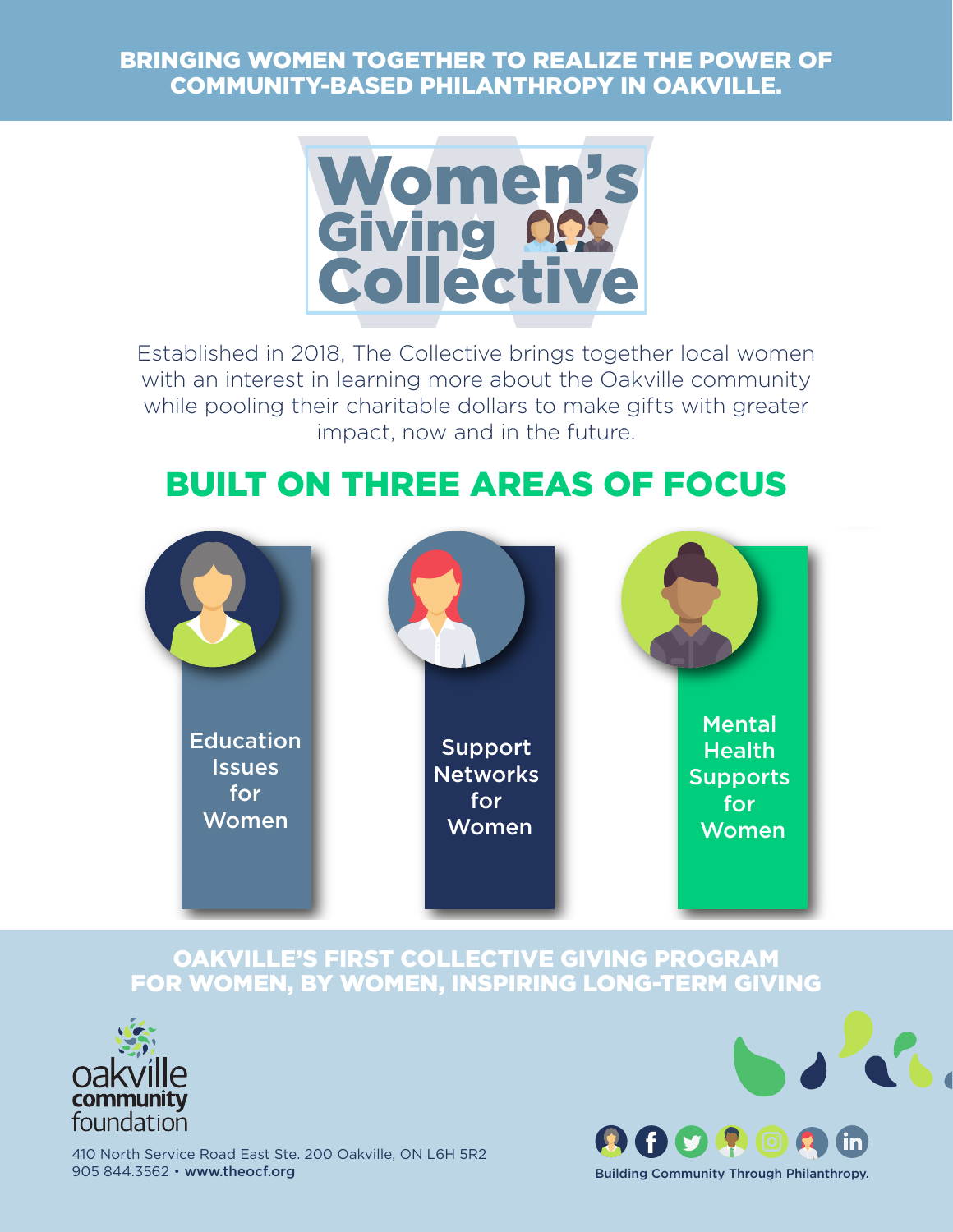**BRINGING WOMEN TOGETHER TO REALIZE THE POWER OF COMMUNITY-BASED PHILANTHROPY IN OAKVILLE.**

# Women's Giving Collective

Established in 2018, The Collective brings together local women with an interest in learning more about the Oakville community while pooling their charitable dollars to make gifts with greater impact, now and in the future.

## BUILT ON THREE AREAS OF FOCUS

- Education Issues for Women
- Support Networks for Women
- Mental Health Supports for Women

**OAKVILLE'S FIRST COLLECTIVE GIVING PROGRAM FOR WOMEN, BY WOMEN, INSPIRING LONG-TERM GIVING**

oakville community foundation

410 North Service Road East Ste. 200 Oakville, ON L6H 5R2
905 844.3562 • **www.theocf.org**

Building Community Through Philanthropy.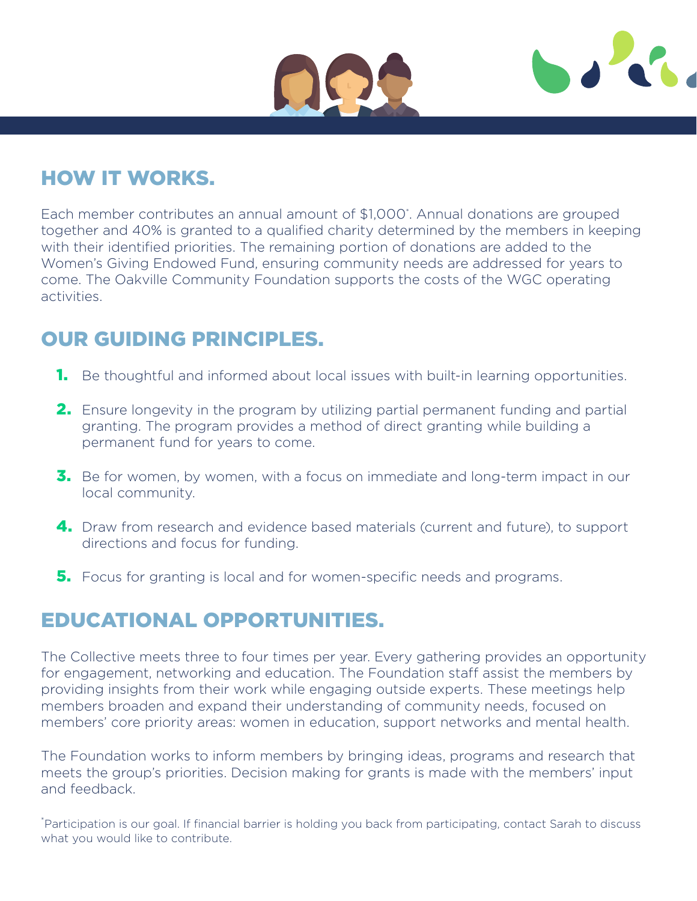## HOW IT WORKS.

Each member contributes an annual amount of $1,000*. Annual donations are grouped together and 40% is granted to a qualified charity determined by the members in keeping with their identified priorities. The remaining portion of donations are added to the Women's Giving Endowed Fund, ensuring community needs are addressed for years to come. The Oakville Community Foundation supports the costs of the WGC operating activities.

## OUR GUIDING PRINCIPLES.

1. Be thoughtful and informed about local issues with built-in learning opportunities.
2. Ensure longevity in the program by utilizing partial permanent funding and partial granting. The program provides a method of direct granting while building a permanent fund for years to come.
3. Be for women, by women, with a focus on immediate and long-term impact in our local community.
4. Draw from research and evidence based materials (current and future), to support directions and focus for funding.
5. Focus for granting is local and for women-specific needs and programs.

## EDUCATIONAL OPPORTUNITIES.

The Collective meets three to four times per year. Every gathering provides an opportunity for engagement, networking and education. The Foundation staff assist the members by providing insights from their work while engaging outside experts. These meetings help members broaden and expand their understanding of community needs, focused on members' core priority areas: women in education, support networks and mental health.

The Foundation works to inform members by bringing ideas, programs and research that meets the group's priorities. Decision making for grants is made with the members' input and feedback.

*Participation is our goal. If financial barrier is holding you back from participating, contact Sarah to discuss what you would like to contribute.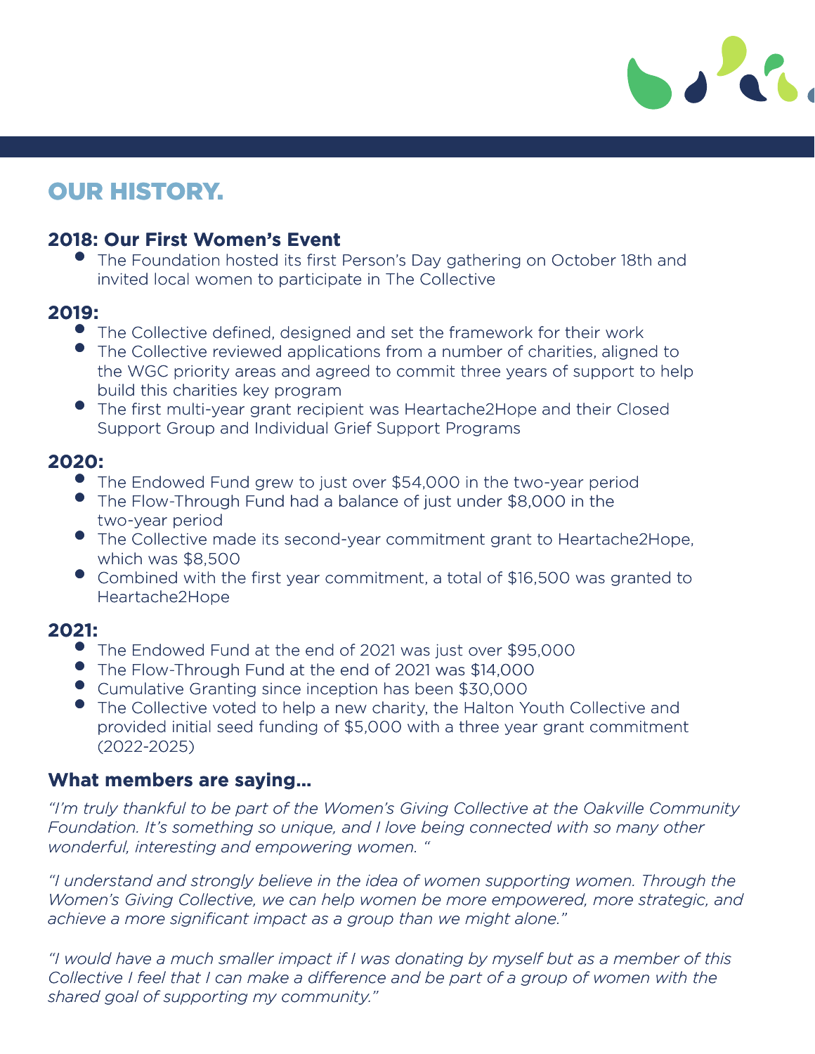# OUR HISTORY.

### 2018: Our First Women's Event

- The Foundation hosted its first Person's Day gathering on October 18th and invited local women to participate in The Collective

### 2019:

- The Collective defined, designed and set the framework for their work
- The Collective reviewed applications from a number of charities, aligned to the WGC priority areas and agreed to commit three years of support to help build this charities key program
- The first multi-year grant recipient was Heartache2Hope and their Closed Support Group and Individual Grief Support Programs

### 2020:

- The Endowed Fund grew to just over $54,000 in the two-year period
- The Flow-Through Fund had a balance of just under $8,000 in the two-year period
- The Collective made its second-year commitment grant to Heartache2Hope, which was $8,500
- Combined with the first year commitment, a total of $16,500 was granted to Heartache2Hope

### 2021:

- The Endowed Fund at the end of 2021 was just over $95,000
- The Flow-Through Fund at the end of 2021 was $14,000
- Cumulative Granting since inception has been $30,000
- The Collective voted to help a new charity, the Halton Youth Collective and provided initial seed funding of $5,000 with a three year grant commitment (2022-2025)

### What members are saying...

*"I'm truly thankful to be part of the Women's Giving Collective at the Oakville Community Foundation. It's something so unique, and I love being connected with so many other wonderful, interesting and empowering women. "*

*"I understand and strongly believe in the idea of women supporting women. Through the Women's Giving Collective, we can help women be more empowered, more strategic, and achieve a more significant impact as a group than we might alone."*

*"I would have a much smaller impact if I was donating by myself but as a member of this Collective I feel that I can make a difference and be part of a group of women with the shared goal of supporting my community."*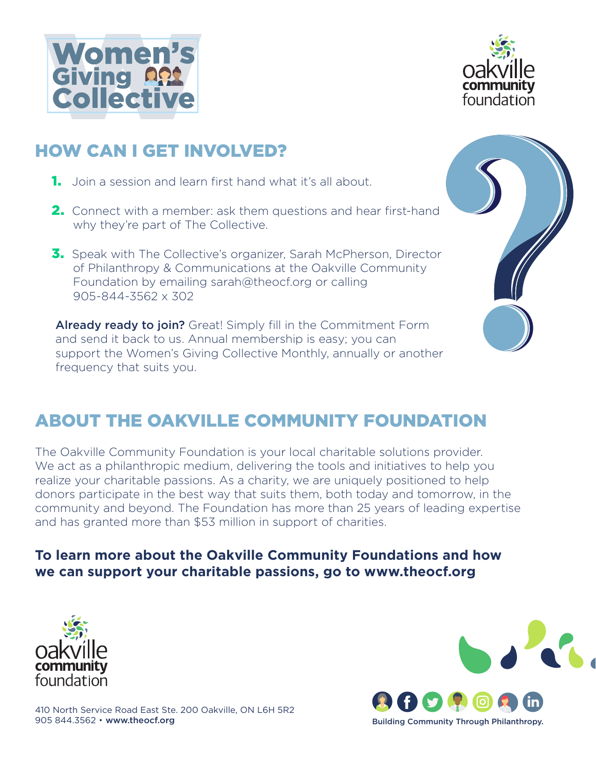# Women's Giving Collective

oakville community foundation

## HOW CAN I GET INVOLVED?

1. Join a session and learn first hand what it's all about.
2. Connect with a member: ask them questions and hear first-hand why they're part of The Collective.
3. Speak with The Collective's organizer, Sarah McPherson, Director of Philanthropy & Communications at the Oakville Community Foundation by emailing sarah@theocf.org or calling 905-844-3562 x 302

**Already ready to join?** Great! Simply fill in the Commitment Form and send it back to us. Annual membership is easy; you can support the Women's Giving Collective Monthly, annually or another frequency that suits you.

## ABOUT THE OAKVILLE COMMUNITY FOUNDATION

The Oakville Community Foundation is your local charitable solutions provider. We act as a philanthropic medium, delivering the tools and initiatives to help you realize your charitable passions. As a charity, we are uniquely positioned to help donors participate in the best way that suits them, both today and tomorrow, in the community and beyond. The Foundation has more than 25 years of leading expertise and has granted more than $53 million in support of charities.

**To learn more about the Oakville Community Foundations and how we can support your charitable passions, go to www.theocf.org**

oakville community foundation

410 North Service Road East Ste. 200 Oakville, ON L6H 5R2
905 844.3562 • **www.theocf.org**

Building Community Through Philanthropy.